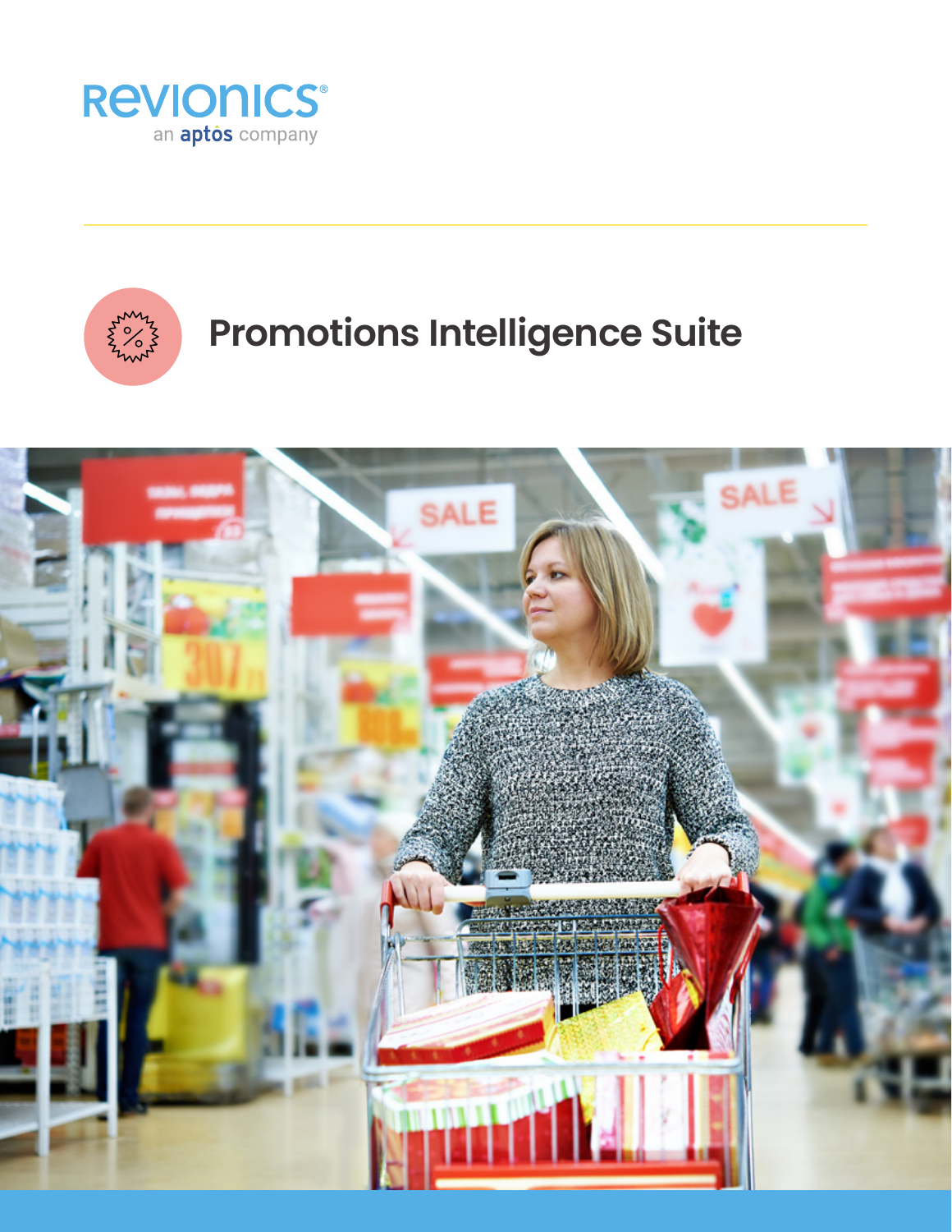REVIONICS®
an aptos company

# Promotions Intelligence Suite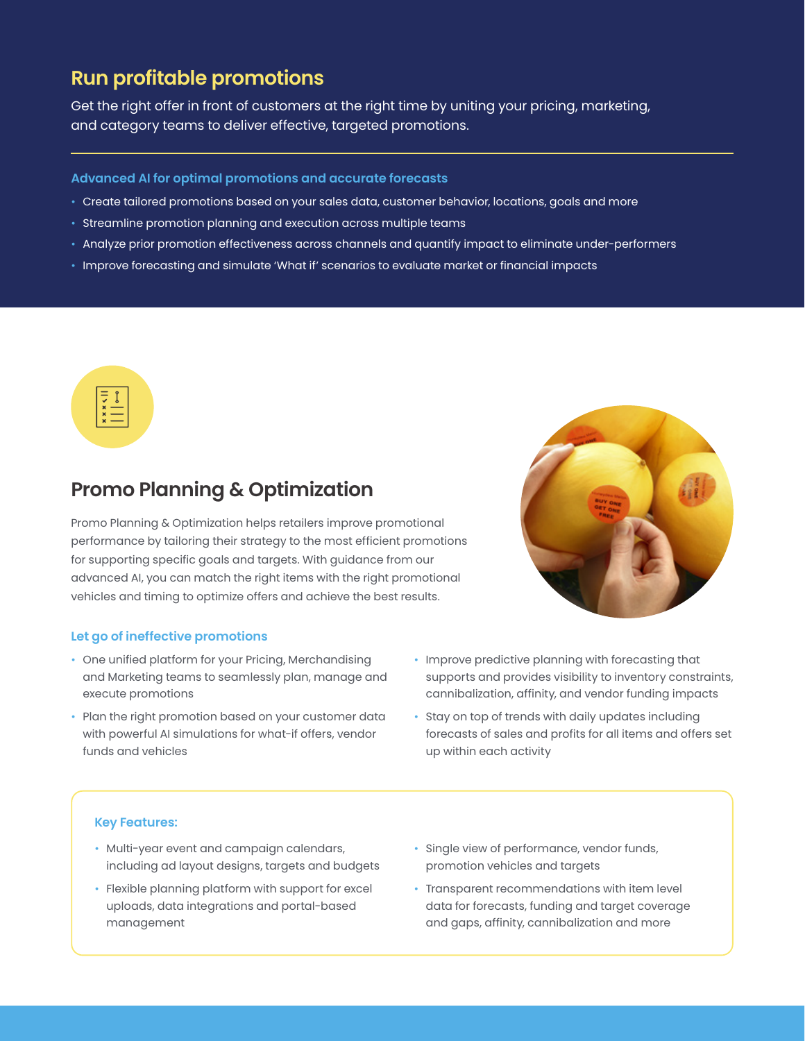## Run profitable promotions

Get the right offer in front of customers at the right time by uniting your pricing, marketing, and category teams to deliver effective, targeted promotions.

### Advanced AI for optimal promotions and accurate forecasts

- Create tailored promotions based on your sales data, customer behavior, locations, goals and more
- Streamline promotion planning and execution across multiple teams
- Analyze prior promotion effectiveness across channels and quantify impact to eliminate under-performers
- Improve forecasting and simulate 'What if' scenarios to evaluate market or financial impacts

## Promo Planning & Optimization

Promo Planning & Optimization helps retailers improve promotional performance by tailoring their strategy to the most efficient promotions for supporting specific goals and targets. With guidance from our advanced AI, you can match the right items with the right promotional vehicles and timing to optimize offers and achieve the best results.

### Let go of ineffective promotions

- One unified platform for your Pricing, Merchandising and Marketing teams to seamlessly plan, manage and execute promotions
- Plan the right promotion based on your customer data with powerful AI simulations for what-if offers, vendor funds and vehicles
- Improve predictive planning with forecasting that supports and provides visibility to inventory constraints, cannibalization, affinity, and vendor funding impacts
- Stay on top of trends with daily updates including forecasts of sales and profits for all items and offers set up within each activity

### Key Features:

- Multi-year event and campaign calendars, including ad layout designs, targets and budgets
- Flexible planning platform with support for excel uploads, data integrations and portal-based management
- Single view of performance, vendor funds, promotion vehicles and targets
- Transparent recommendations with item level data for forecasts, funding and target coverage and gaps, affinity, cannibalization and more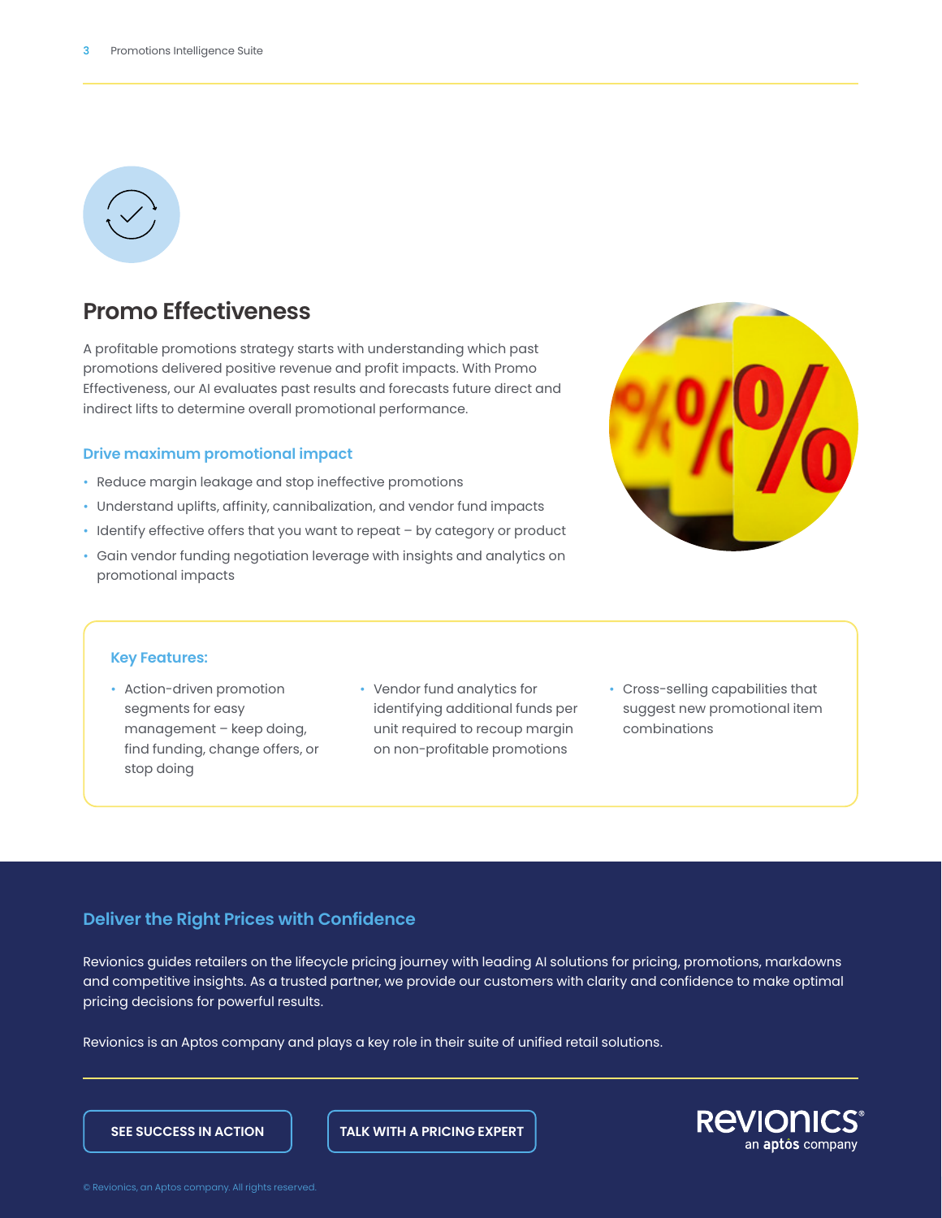## Promo Effectiveness

A profitable promotions strategy starts with understanding which past promotions delivered positive revenue and profit impacts. With Promo Effectiveness, our AI evaluates past results and forecasts future direct and indirect lifts to determine overall promotional performance.

### Drive maximum promotional impact

- Reduce margin leakage and stop ineffective promotions
- Understand uplifts, affinity, cannibalization, and vendor fund impacts
- Identify effective offers that you want to repeat – by category or product
- Gain vendor funding negotiation leverage with insights and analytics on promotional impacts

### Key Features:

- Action-driven promotion segments for easy management – keep doing, find funding, change offers, or stop doing
- Vendor fund analytics for identifying additional funds per unit required to recoup margin on non-profitable promotions
- Cross-selling capabilities that suggest new promotional item combinations

## Deliver the Right Prices with Confidence

Revionics guides retailers on the lifecycle pricing journey with leading AI solutions for pricing, promotions, markdowns and competitive insights. As a trusted partner, we provide our customers with clarity and confidence to make optimal pricing decisions for powerful results.

Revionics is an Aptos company and plays a key role in their suite of unified retail solutions.

SEE SUCCESS IN ACTION

TALK WITH A PRICING EXPERT

Revionics® an aptos company

© Revionics, an Aptos company. All rights reserved.